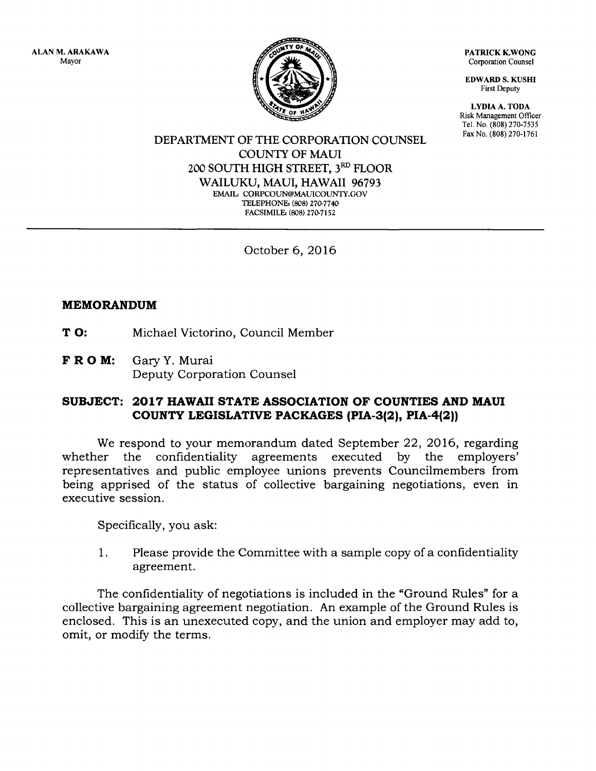ALAN M. ARAKAWA
Mayor

PATRICK K.WONG
Corporation Counsel

EDWARD S. KUSHI
First Deputy

LYDIA A. TODA
Risk Management Officer
Tel. No. (808) 270-7535
Fax No. (808) 270-1761

DEPARTMENT OF THE CORPORATION COUNSEL
COUNTY OF MAUI
200 SOUTH HIGH STREET, 3RD FLOOR
WAILUKU, MAUI, HAWAII 96793
EMAIL: CORPCOUN@MAUICOUNTY.GOV
TELEPHONE: (808) 270-7740
FACSIMILE: (808) 270-7152

---

October 6, 2016

**MEMORANDUM**

**TO:** Michael Victorino, Council Member

**FROM:** Gary Y. Murai
Deputy Corporation Counsel

**SUBJECT: 2017 HAWAII STATE ASSOCIATION OF COUNTIES AND MAUI COUNTY LEGISLATIVE PACKAGES (PIA-3(2), PIA-4(2))**

We respond to your memorandum dated September 22, 2016, regarding whether the confidentiality agreements executed by the employers' representatives and public employee unions prevents Councilmembers from being apprised of the status of collective bargaining negotiations, even in executive session.

Specifically, you ask:

1. Please provide the Committee with a sample copy of a confidentiality agreement.

The confidentiality of negotiations is included in the "Ground Rules" for a collective bargaining agreement negotiation. An example of the Ground Rules is enclosed. This is an unexecuted copy, and the union and employer may add to, omit, or modify the terms.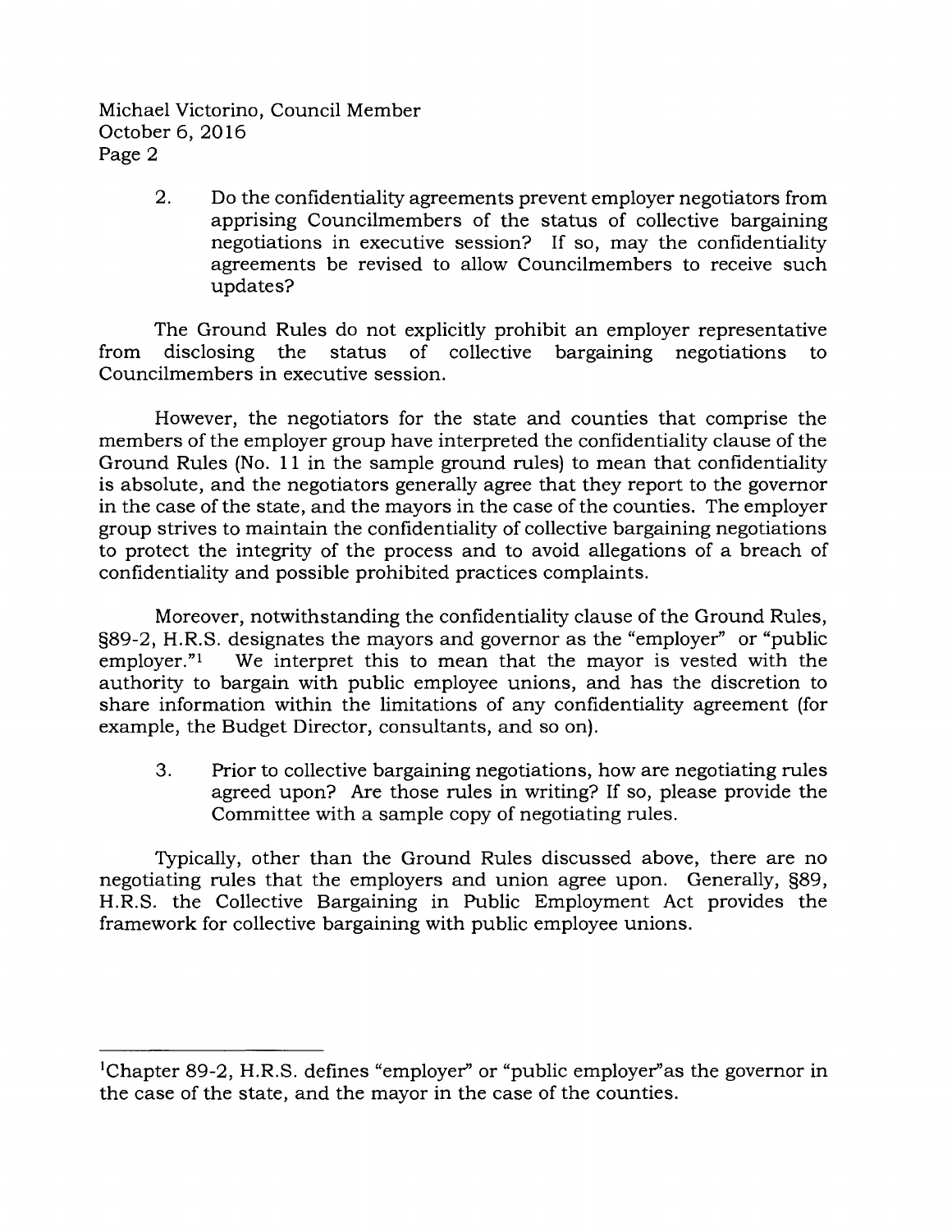2. Do the confidentiality agreements prevent employer negotiators from apprising Councilmembers of the status of collective bargaining negotiations in executive session? If so, may the confidentiality agreements be revised to allow Councilmembers to receive such updates?

The Ground Rules do not explicitly prohibit an employer representative from disclosing the status of collective bargaining negotiations to Councilmembers in executive session.

However, the negotiators for the state and counties that comprise the members of the employer group have interpreted the confidentiality clause of the Ground Rules (No. 11 in the sample ground rules) to mean that confidentiality is absolute, and the negotiators generally agree that they report to the governor in the case of the state, and the mayors in the case of the counties. The employer group strives to maintain the confidentiality of collective bargaining negotiations to protect the integrity of the process and to avoid allegations of a breach of confidentiality and possible prohibited practices complaints.

Moreover, notwithstanding the confidentiality clause of the Ground Rules, §89-2, H.R.S. designates the mayors and governor as the "employer" or "public employer."[1] We interpret this to mean that the mayor is vested with the authority to bargain with public employee unions, and has the discretion to share information within the limitations of any confidentiality agreement (for example, the Budget Director, consultants, and so on).

3. Prior to collective bargaining negotiations, how are negotiating rules agreed upon? Are those rules in writing? If so, please provide the Committee with a sample copy of negotiating rules.

Typically, other than the Ground Rules discussed above, there are no negotiating rules that the employers and union agree upon. Generally, §89, H.R.S. the Collective Bargaining in Public Employment Act provides the framework for collective bargaining with public employee unions.

---

[1]Chapter 89-2, H.R.S. defines "employer" or "public employer"as the governor in the case of the state, and the mayor in the case of the counties.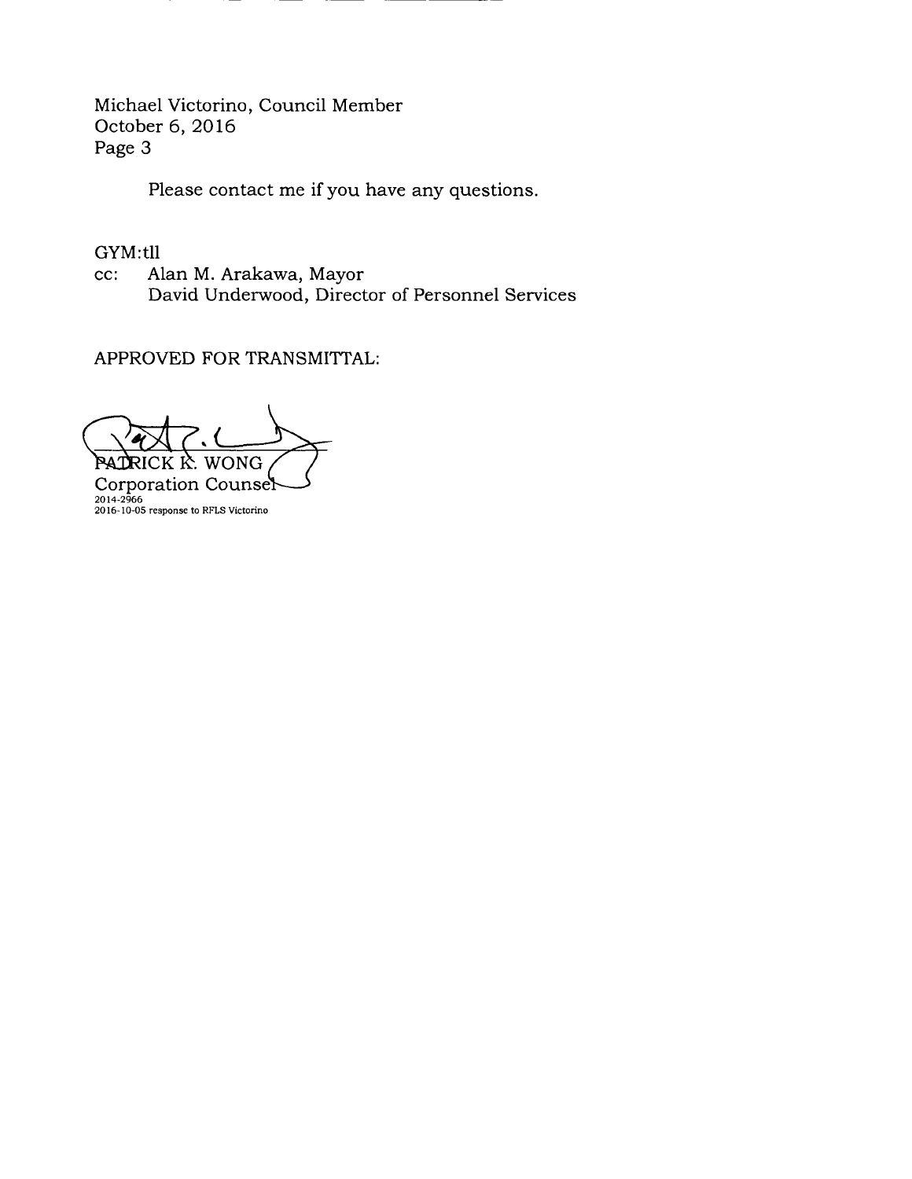Michael Victorino, Council Member
October 6, 2016
Page 3

Please contact me if you have any questions.

GYM:tll

cc: Alan M. Arakawa, Mayor
David Underwood, Director of Personnel Services

APPROVED FOR TRANSMITTAL:

PATRICK K. WONG
Corporation Counsel

2014-2966
2016-10-05 response to RFLS Victorino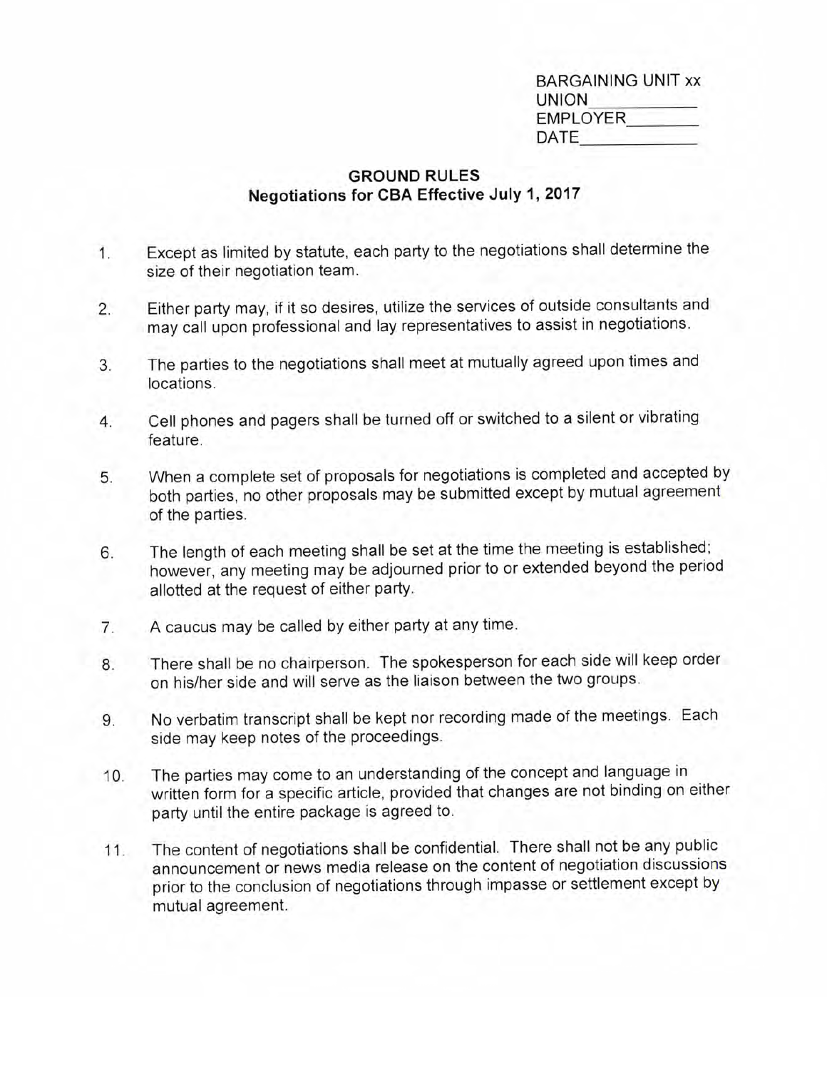BARGAINING UNIT xx
UNION\_\_\_\_\_\_\_\_\_\_\_\_
EMPLOYER\_\_\_\_\_\_\_\_
DATE\_\_\_\_\_\_\_\_\_\_\_\_\_

## GROUND RULES
## Negotiations for CBA Effective July 1, 2017

1. Except as limited by statute, each party to the negotiations shall determine the size of their negotiation team.
2. Either party may, if it so desires, utilize the services of outside consultants and may call upon professional and lay representatives to assist in negotiations.
3. The parties to the negotiations shall meet at mutually agreed upon times and locations.
4. Cell phones and pagers shall be turned off or switched to a silent or vibrating feature.
5. When a complete set of proposals for negotiations is completed and accepted by both parties, no other proposals may be submitted except by mutual agreement of the parties.
6. The length of each meeting shall be set at the time the meeting is established; however, any meeting may be adjourned prior to or extended beyond the period allotted at the request of either party.
7. A caucus may be called by either party at any time.
8. There shall be no chairperson. The spokesperson for each side will keep order on his/her side and will serve as the liaison between the two groups.
9. No verbatim transcript shall be kept nor recording made of the meetings. Each side may keep notes of the proceedings.
10. The parties may come to an understanding of the concept and language in written form for a specific article, provided that changes are not binding on either party until the entire package is agreed to.
11. The content of negotiations shall be confidential. There shall not be any public announcement or news media release on the content of negotiation discussions prior to the conclusion of negotiations through impasse or settlement except by mutual agreement.